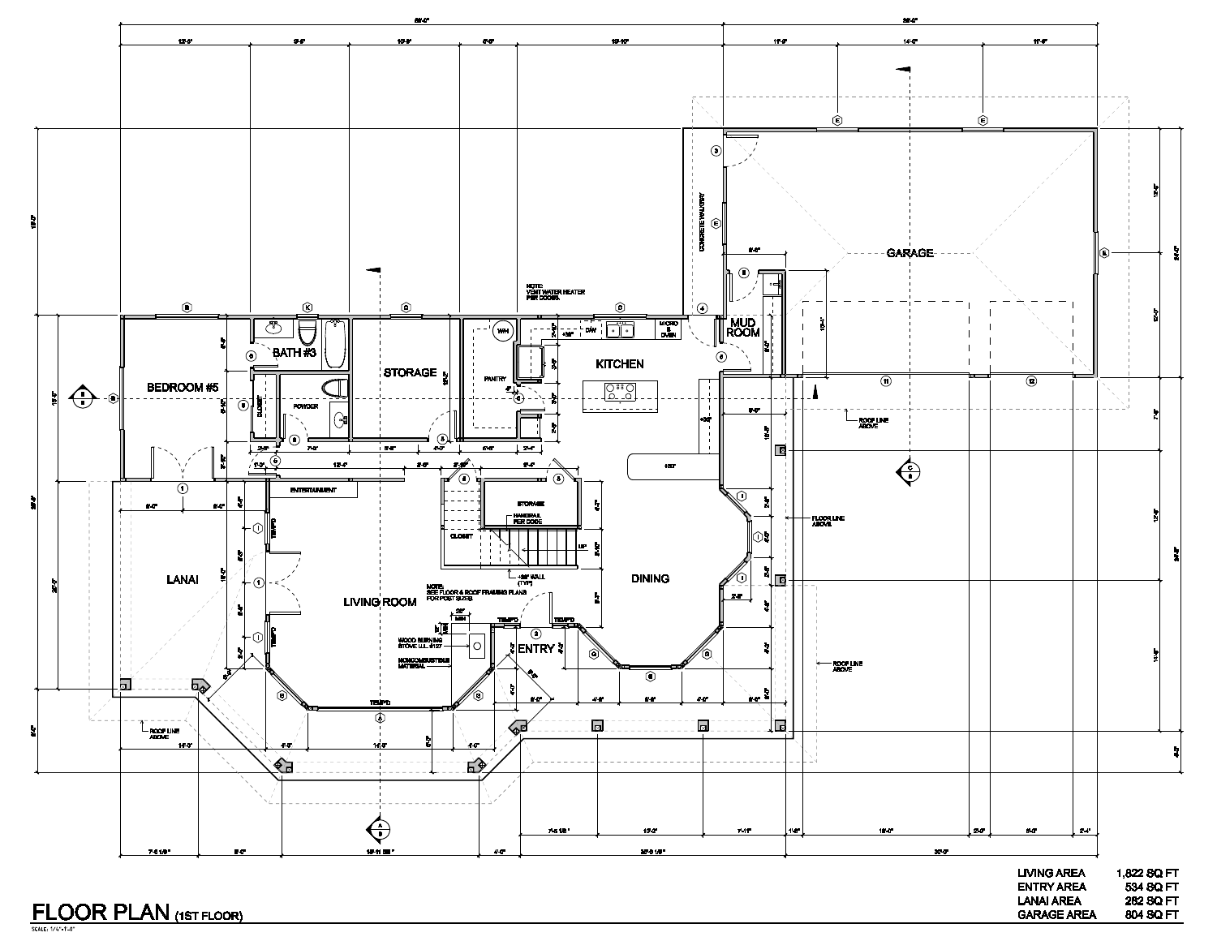# FLOOR PLAN (1ST FLOOR)

SCALE: 1/4"=1'-0"

| | |
|---|---|
| LIVING AREA | 1,822 SQ FT |
| ENTRY AREA | 534 SQ FT |
| LANAI AREA | 282 SQ FT |
| GARAGE AREA | 804 SQ FT |

BEDROOM #5

BATH #3

POWDER

CLOSET

STORAGE

PANTRY

WH

KITCHEN

DW

MICRO & OVEN

MUD ROOM

GARAGE

CONCRETE WALKWAY

NOTE: VENT WATER HEATER PER CODES.

ENTERTAINMENT

LANAI

LIVING ROOM

STORAGE

CLOSET

HANDRAIL PER CODE

UP

+36" WALL (TYP)

NOTE: SEE FLOOR & ROOF FRAMING PLANS FOR POST SIZES.

DINING

ENTRY

WOOD BURNING STOVE U.L. #127

NONCOMBUSTIBLE MATERIAL

TEMP'D

ROOF LINE ABOVE

FLOOR LINE ABOVE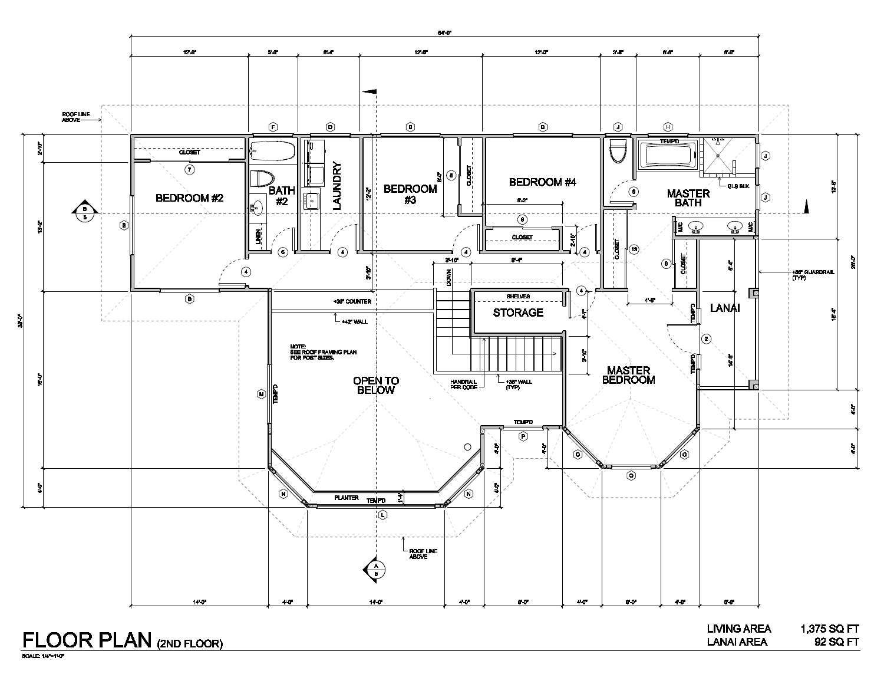# FLOOR PLAN (2ND FLOOR)

SCALE: 1/4"=1'-0"

| | |
|---|---|
| LIVING AREA | 1,375 SQ FT |
| LANAI AREA | 92 SQ FT |

ROOF LINE ABOVE

BEDROOM #2

CLOSET

BATH #2

LINEN

LAUNDRY

BEDROOM #3

CLOSET

BEDROOM #4

CLOSET

MASTER BATH

TEMP'D

GLS BLK

M/C

CLOSET

LANAI

+36" GUARDRAIL (TYP)

+36" COUNTER

+42" WALL

NOTE: SEE ROOF FRAMING PLAN FOR POST SIZES.

OPEN TO BELOW

DOWN

SHELVES

STORAGE

HANDRAIL PER CODE

+36" WALL (TYP)

MASTER BEDROOM

PLANTER

TEMP'D

ROOF LINE ABOVE

64'-0"

12'-0" 5'-0" 6'-4" 12'-8" 12'-0" 3'-8" 6'-8" 6'-0"

14'-0" 4'-0" 14'-0" 4'-0" 6'-0" 4'-0" 6'-0" 4'-0" 6'-0"

38'-0"

2'-10" 13'-2" 16'-0" 4'-0"

10'-8" 28'-0" 15'-4" 4'-0" 4'-0"

12'-2" 8'-0" 6'-2" 2'-10" 3'-10" 3'-10" 9'-6" 4'-1" 3'-10" 5'-4" 4'-6" 14'-0" 4'-0" 4'-0" 1'-4"